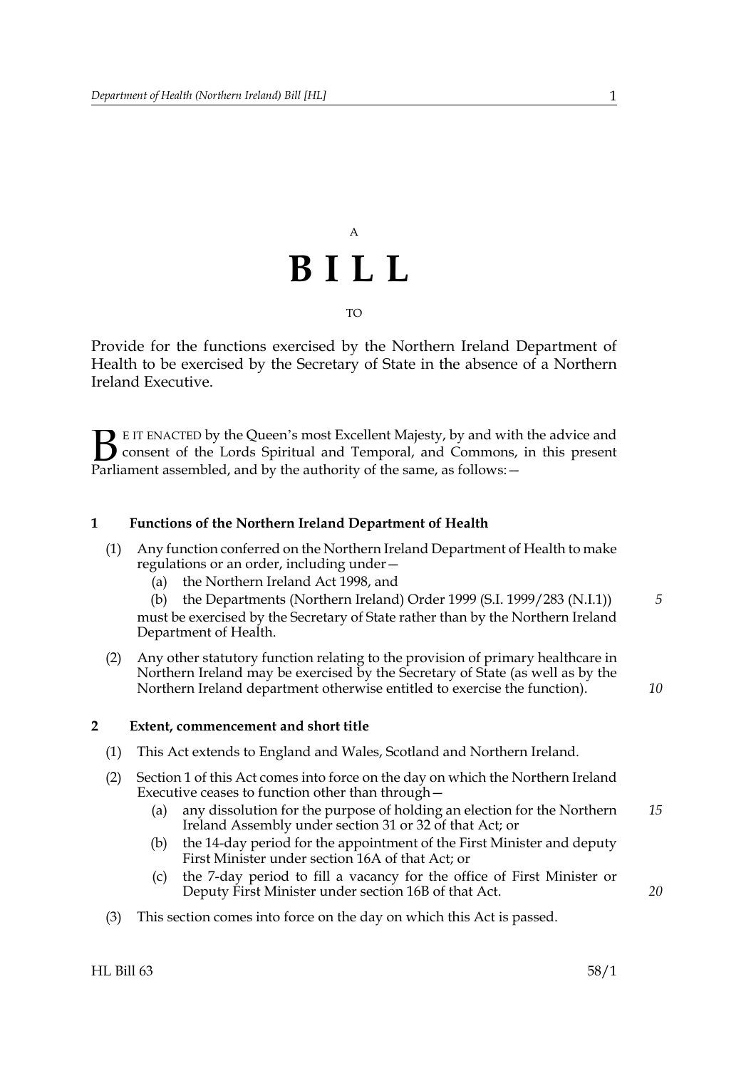A

# BILL

TO

Provide for the functions exercised by the Northern Ireland Department of Health to be exercised by the Secretary of State in the absence of a Northern Ireland Executive.

BE IT ENACTED by the Queen's most Excellent Majesty, by and with the advice and consent of the Lords Spiritual and Temporal, and Commons, in this present Parliament assembled, and by the authority of the same, as follows:—

## 1 Functions of the Northern Ireland Department of Health

(1) Any function conferred on the Northern Ireland Department of Health to make regulations or an order, including under—

  (a) the Northern Ireland Act 1998, and

  (b) the Departments (Northern Ireland) Order 1999 (S.I. 1999/283 (N.I.1))

must be exercised by the Secretary of State rather than by the Northern Ireland Department of Health.

(2) Any other statutory function relating to the provision of primary healthcare in Northern Ireland may be exercised by the Secretary of State (as well as by the Northern Ireland department otherwise entitled to exercise the function).

## 2 Extent, commencement and short title

(1) This Act extends to England and Wales, Scotland and Northern Ireland.

(2) Section 1 of this Act comes into force on the day on which the Northern Ireland Executive ceases to function other than through—

  (a) any dissolution for the purpose of holding an election for the Northern Ireland Assembly under section 31 or 32 of that Act; or

  (b) the 14-day period for the appointment of the First Minister and deputy First Minister under section 16A of that Act; or

  (c) the 7-day period to fill a vacancy for the office of First Minister or Deputy First Minister under section 16B of that Act.

(3) This section comes into force on the day on which this Act is passed.

HL Bill 63 58/1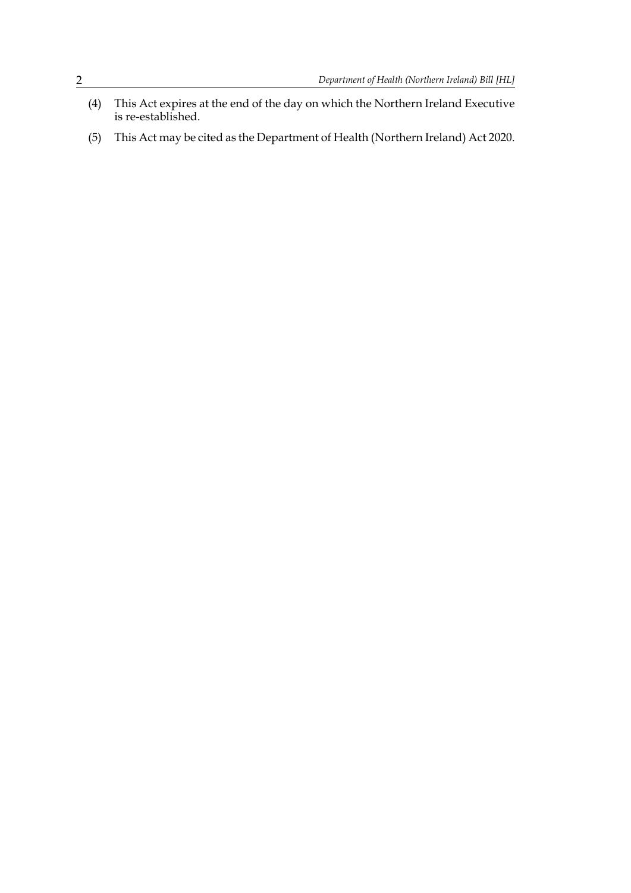(4) This Act expires at the end of the day on which the Northern Ireland Executive is re-established.

(5) This Act may be cited as the Department of Health (Northern Ireland) Act 2020.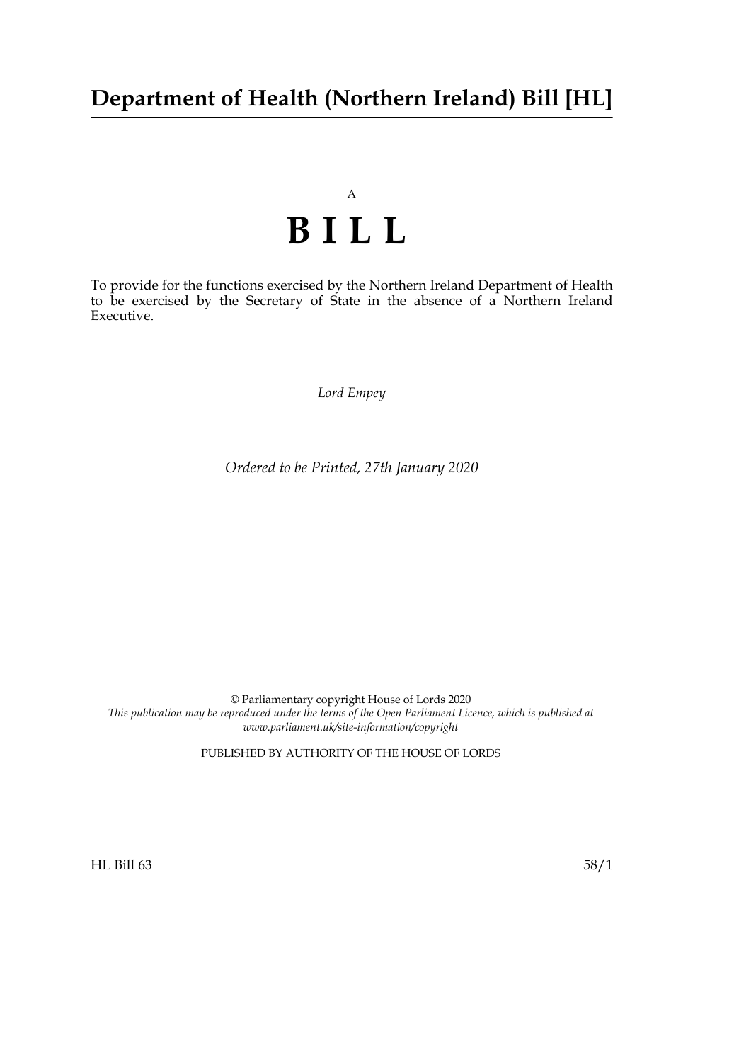# Department of Health (Northern Ireland) Bill [HL]

A

# B I L L

To provide for the functions exercised by the Northern Ireland Department of Health to be exercised by the Secretary of State in the absence of a Northern Ireland Executive.

*Lord Empey*

*Ordered to be Printed, 27th January 2020*

© Parliamentary copyright House of Lords 2020
*This publication may be reproduced under the terms of the Open Parliament Licence, which is published at www.parliament.uk/site-information/copyright*

PUBLISHED BY AUTHORITY OF THE HOUSE OF LORDS

HL Bill 63 58/1